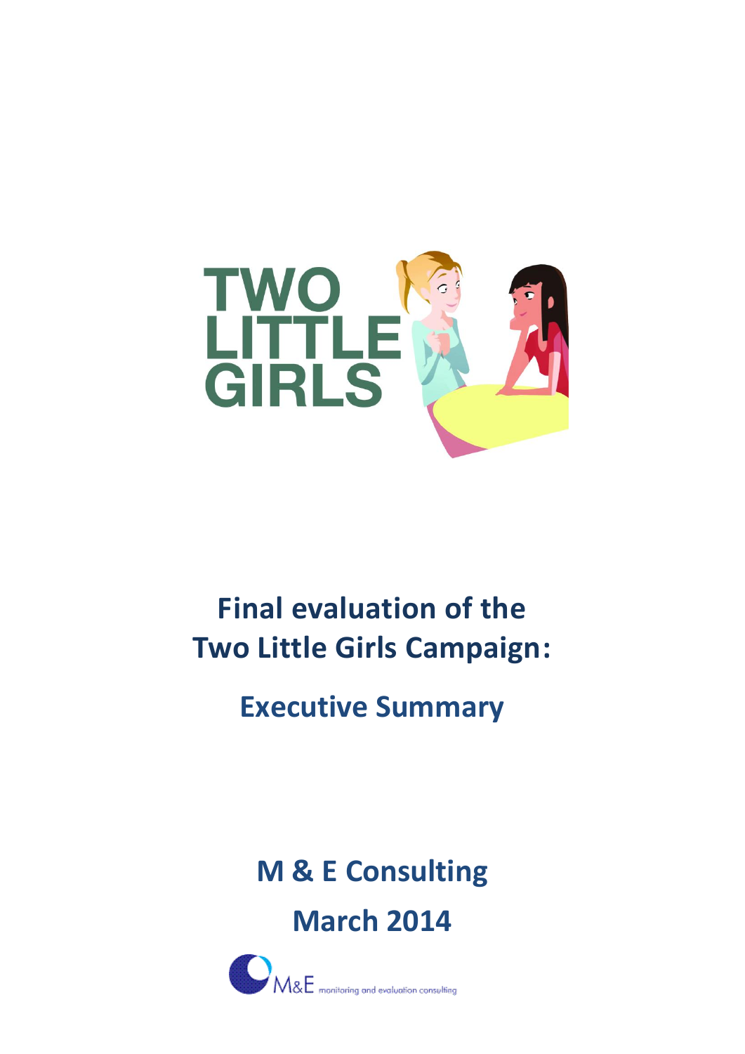TWO LITTLE GIRLS

# Final evaluation of the Two Little Girls Campaign:

## Executive Summary

## M & E Consulting

## March 2014

M&E monitoring and evaluation consulting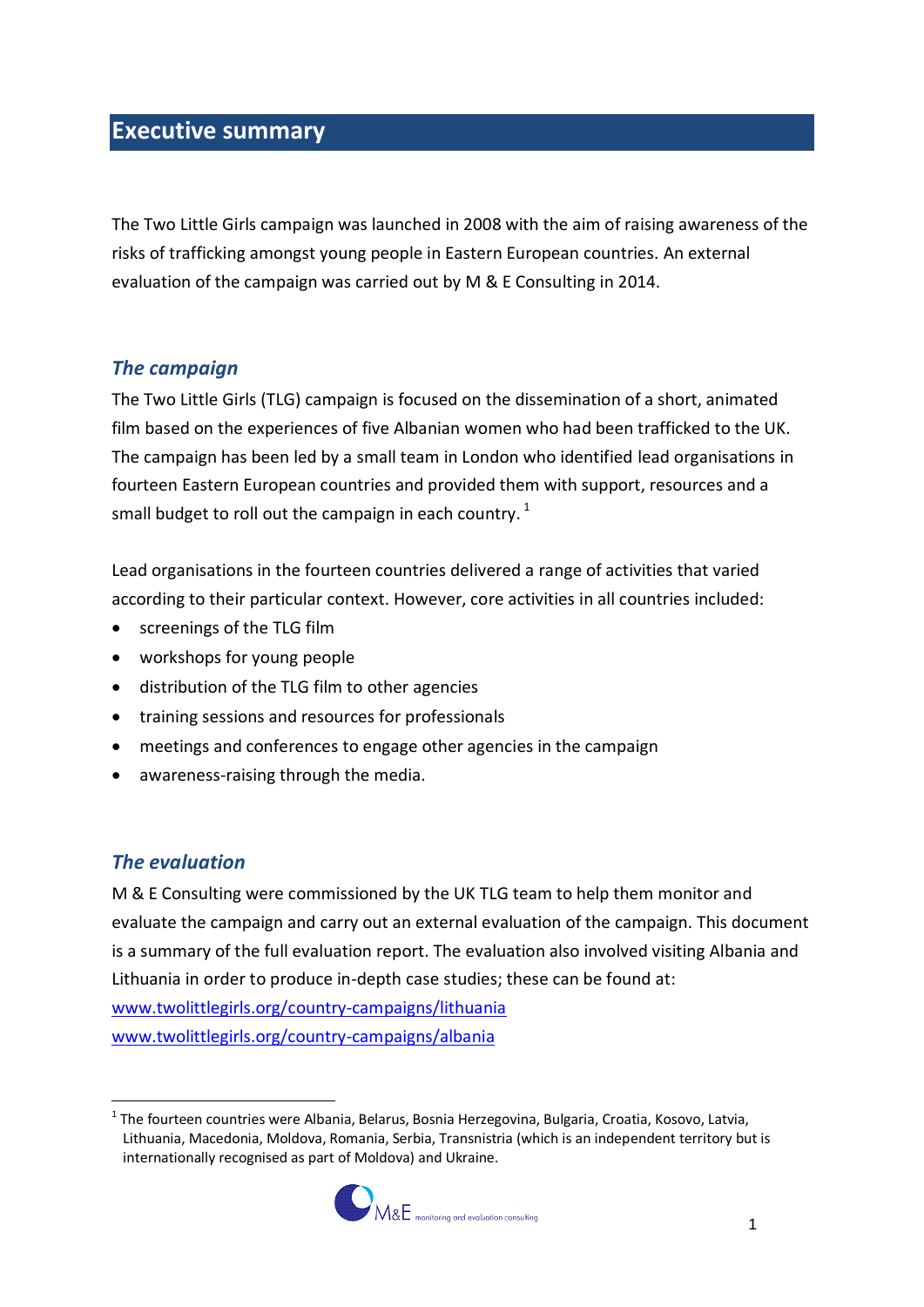## Executive summary

The Two Little Girls campaign was launched in 2008 with the aim of raising awareness of the risks of trafficking amongst young people in Eastern European countries. An external evaluation of the campaign was carried out by M & E Consulting in 2014.

### *The campaign*

The Two Little Girls (TLG) campaign is focused on the dissemination of a short, animated film based on the experiences of five Albanian women who had been trafficked to the UK. The campaign has been led by a small team in London who identified lead organisations in fourteen Eastern European countries and provided them with support, resources and a small budget to roll out the campaign in each country. [1]

Lead organisations in the fourteen countries delivered a range of activities that varied according to their particular context. However, core activities in all countries included:

- screenings of the TLG film
- workshops for young people
- distribution of the TLG film to other agencies
- training sessions and resources for professionals
- meetings and conferences to engage other agencies in the campaign
- awareness-raising through the media.

### *The evaluation*

M & E Consulting were commissioned by the UK TLG team to help them monitor and evaluate the campaign and carry out an external evaluation of the campaign. This document is a summary of the full evaluation report. The evaluation also involved visiting Albania and Lithuania in order to produce in-depth case studies; these can be found at:

www.twolittlegirls.org/country-campaigns/lithuania
www.twolittlegirls.org/country-campaigns/albania

[1] The fourteen countries were Albania, Belarus, Bosnia Herzegovina, Bulgaria, Croatia, Kosovo, Latvia, Lithuania, Macedonia, Moldova, Romania, Serbia, Transnistria (which is an independent territory but is internationally recognised as part of Moldova) and Ukraine.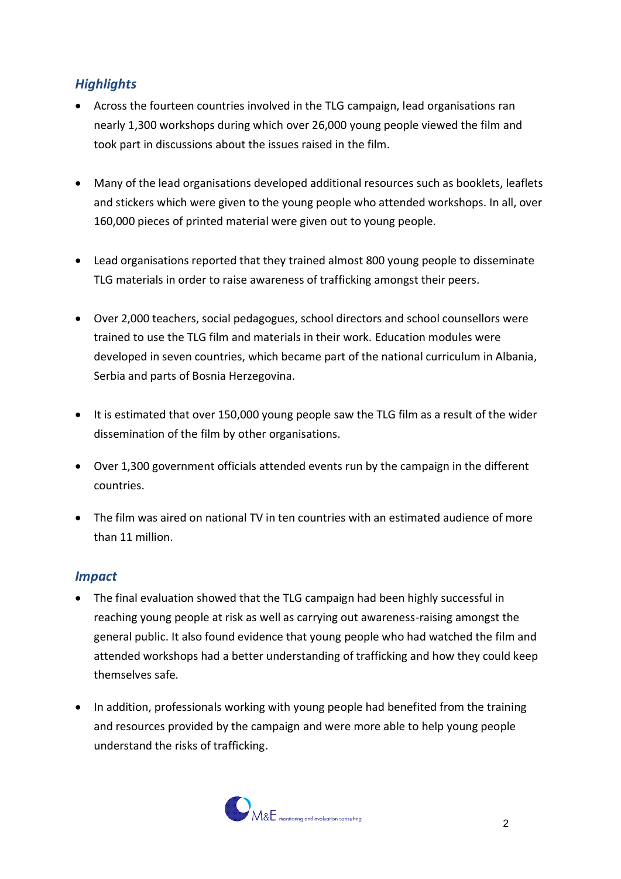### *Highlights*

- Across the fourteen countries involved in the TLG campaign, lead organisations ran nearly 1,300 workshops during which over 26,000 young people viewed the film and took part in discussions about the issues raised in the film.

- Many of the lead organisations developed additional resources such as booklets, leaflets and stickers which were given to the young people who attended workshops. In all, over 160,000 pieces of printed material were given out to young people.

- Lead organisations reported that they trained almost 800 young people to disseminate TLG materials in order to raise awareness of trafficking amongst their peers.

- Over 2,000 teachers, social pedagogues, school directors and school counsellors were trained to use the TLG film and materials in their work. Education modules were developed in seven countries, which became part of the national curriculum in Albania, Serbia and parts of Bosnia Herzegovina.

- It is estimated that over 150,000 young people saw the TLG film as a result of the wider dissemination of the film by other organisations.

- Over 1,300 government officials attended events run by the campaign in the different countries.

- The film was aired on national TV in ten countries with an estimated audience of more than 11 million.

### *Impact*

- The final evaluation showed that the TLG campaign had been highly successful in reaching young people at risk as well as carrying out awareness-raising amongst the general public. It also found evidence that young people who had watched the film and attended workshops had a better understanding of trafficking and how they could keep themselves safe.

- In addition, professionals working with young people had benefited from the training and resources provided by the campaign and were more able to help young people understand the risks of trafficking.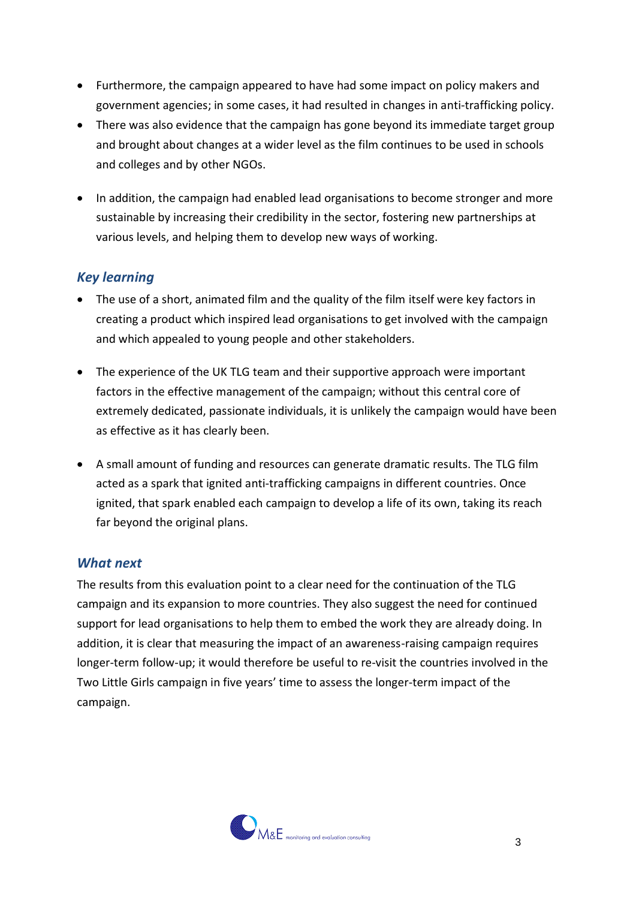- Furthermore, the campaign appeared to have had some impact on policy makers and government agencies; in some cases, it had resulted in changes in anti-trafficking policy.
- There was also evidence that the campaign has gone beyond its immediate target group and brought about changes at a wider level as the film continues to be used in schools and colleges and by other NGOs.
- In addition, the campaign had enabled lead organisations to become stronger and more sustainable by increasing their credibility in the sector, fostering new partnerships at various levels, and helping them to develop new ways of working.

### *Key learning*

- The use of a short, animated film and the quality of the film itself were key factors in creating a product which inspired lead organisations to get involved with the campaign and which appealed to young people and other stakeholders.
- The experience of the UK TLG team and their supportive approach were important factors in the effective management of the campaign; without this central core of extremely dedicated, passionate individuals, it is unlikely the campaign would have been as effective as it has clearly been.
- A small amount of funding and resources can generate dramatic results. The TLG film acted as a spark that ignited anti-trafficking campaigns in different countries. Once ignited, that spark enabled each campaign to develop a life of its own, taking its reach far beyond the original plans.

### *What next*

The results from this evaluation point to a clear need for the continuation of the TLG campaign and its expansion to more countries. They also suggest the need for continued support for lead organisations to help them to embed the work they are already doing. In addition, it is clear that measuring the impact of an awareness-raising campaign requires longer-term follow-up; it would therefore be useful to re-visit the countries involved in the Two Little Girls campaign in five years' time to assess the longer-term impact of the campaign.